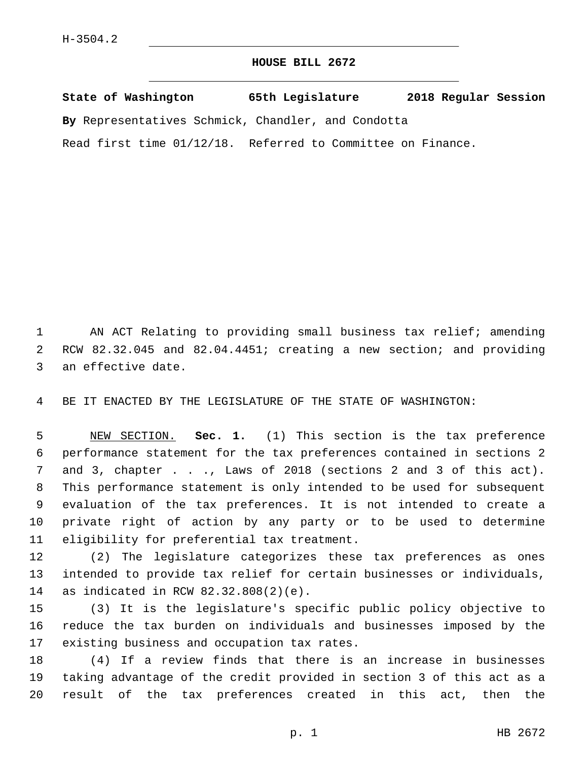H-3504.2

# HOUSE BILL 2672

**State of Washington 65th Legislature 2018 Regular Session**

**By** Representatives Schmick, Chandler, and Condotta

Read first time 01/12/18. Referred to Committee on Finance.

AN ACT Relating to providing small business tax relief; amending RCW 82.32.045 and 82.04.4451; creating a new section; and providing an effective date.

BE IT ENACTED BY THE LEGISLATURE OF THE STATE OF WASHINGTON:

NEW SECTION. **Sec. 1.** (1) This section is the tax preference performance statement for the tax preferences contained in sections 2 and 3, chapter . . ., Laws of 2018 (sections 2 and 3 of this act). This performance statement is only intended to be used for subsequent evaluation of the tax preferences. It is not intended to create a private right of action by any party or to be used to determine eligibility for preferential tax treatment.

(2) The legislature categorizes these tax preferences as ones intended to provide tax relief for certain businesses or individuals, as indicated in RCW 82.32.808(2)(e).

(3) It is the legislature's specific public policy objective to reduce the tax burden on individuals and businesses imposed by the existing business and occupation tax rates.

(4) If a review finds that there is an increase in businesses taking advantage of the credit provided in section 3 of this act as a result of the tax preferences created in this act, then the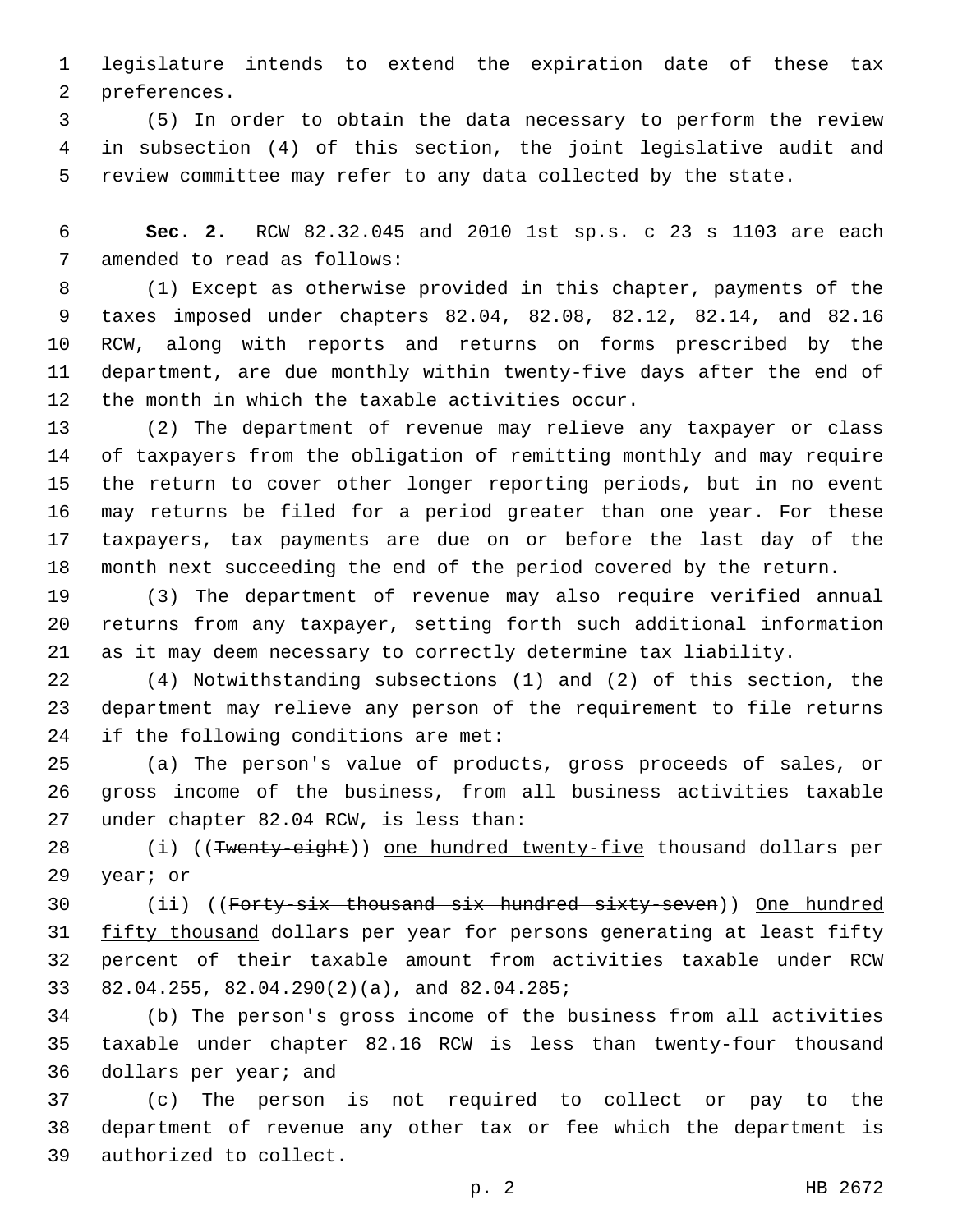legislature intends to extend the expiration date of these tax preferences.

(5) In order to obtain the data necessary to perform the review in subsection (4) of this section, the joint legislative audit and review committee may refer to any data collected by the state.

**Sec. 2.** RCW 82.32.045 and 2010 1st sp.s. c 23 s 1103 are each amended to read as follows:

(1) Except as otherwise provided in this chapter, payments of the taxes imposed under chapters 82.04, 82.08, 82.12, 82.14, and 82.16 RCW, along with reports and returns on forms prescribed by the department, are due monthly within twenty-five days after the end of the month in which the taxable activities occur.

(2) The department of revenue may relieve any taxpayer or class of taxpayers from the obligation of remitting monthly and may require the return to cover other longer reporting periods, but in no event may returns be filed for a period greater than one year. For these taxpayers, tax payments are due on or before the last day of the month next succeeding the end of the period covered by the return.

(3) The department of revenue may also require verified annual returns from any taxpayer, setting forth such additional information as it may deem necessary to correctly determine tax liability.

(4) Notwithstanding subsections (1) and (2) of this section, the department may relieve any person of the requirement to file returns if the following conditions are met:

(a) The person's value of products, gross proceeds of sales, or gross income of the business, from all business activities taxable under chapter 82.04 RCW, is less than:

(i) ((~~Twenty-eight~~)) <u>one hundred twenty-five</u> thousand dollars per year; or

(ii) ((~~Forty-six thousand six hundred sixty-seven~~)) <u>One hundred fifty thousand</u> dollars per year for persons generating at least fifty percent of their taxable amount from activities taxable under RCW 82.04.255, 82.04.290(2)(a), and 82.04.285;

(b) The person's gross income of the business from all activities taxable under chapter 82.16 RCW is less than twenty-four thousand dollars per year; and

(c) The person is not required to collect or pay to the department of revenue any other tax or fee which the department is authorized to collect.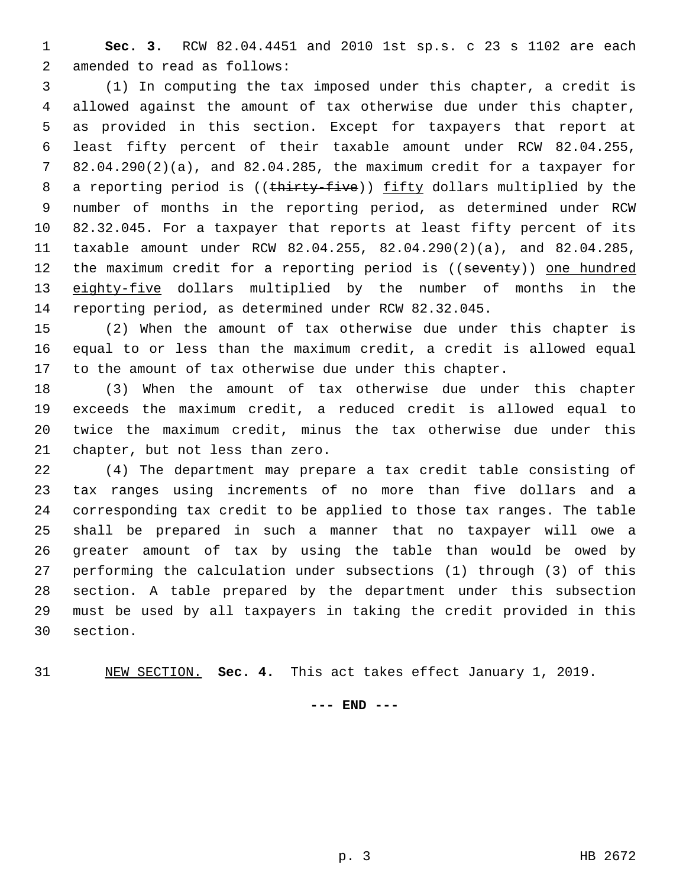**Sec. 3.** RCW 82.04.4451 and 2010 1st sp.s. c 23 s 1102 are each amended to read as follows:

(1) In computing the tax imposed under this chapter, a credit is allowed against the amount of tax otherwise due under this chapter, as provided in this section. Except for taxpayers that report at least fifty percent of their taxable amount under RCW 82.04.255, 82.04.290(2)(a), and 82.04.285, the maximum credit for a taxpayer for a reporting period is ((~~thirty-five~~)) <u>fifty</u> dollars multiplied by the number of months in the reporting period, as determined under RCW 82.32.045. For a taxpayer that reports at least fifty percent of its taxable amount under RCW 82.04.255, 82.04.290(2)(a), and 82.04.285, the maximum credit for a reporting period is ((~~seventy~~)) <u>one hundred eighty-five</u> dollars multiplied by the number of months in the reporting period, as determined under RCW 82.32.045.

(2) When the amount of tax otherwise due under this chapter is equal to or less than the maximum credit, a credit is allowed equal to the amount of tax otherwise due under this chapter.

(3) When the amount of tax otherwise due under this chapter exceeds the maximum credit, a reduced credit is allowed equal to twice the maximum credit, minus the tax otherwise due under this chapter, but not less than zero.

(4) The department may prepare a tax credit table consisting of tax ranges using increments of no more than five dollars and a corresponding tax credit to be applied to those tax ranges. The table shall be prepared in such a manner that no taxpayer will owe a greater amount of tax by using the table than would be owed by performing the calculation under subsections (1) through (3) of this section. A table prepared by the department under this subsection must be used by all taxpayers in taking the credit provided in this section.

<u>NEW SECTION.</u> **Sec. 4.** This act takes effect January 1, 2019.

**--- END ---**